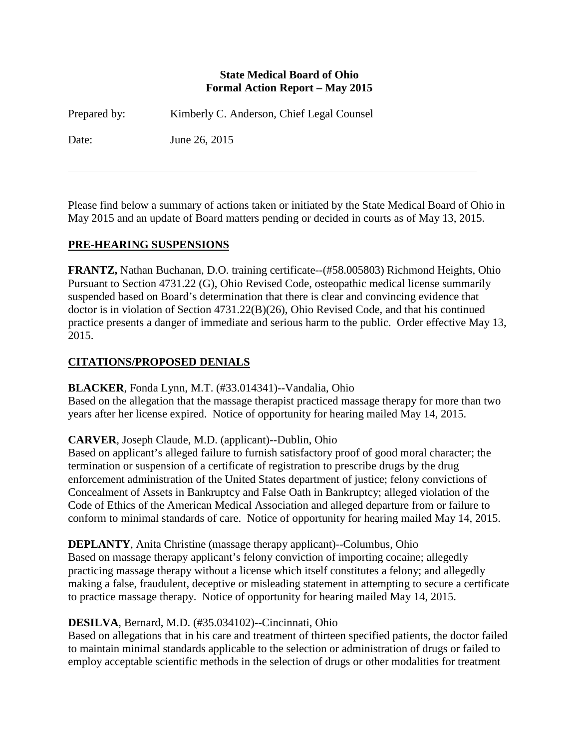**State Medical Board of Ohio**
**Formal Action Report – May 2015**

Prepared by: Kimberly C. Anderson, Chief Legal Counsel

Date: June 26, 2015

---

Please find below a summary of actions taken or initiated by the State Medical Board of Ohio in May 2015 and an update of Board matters pending or decided in courts as of May 13, 2015.

## PRE-HEARING SUSPENSIONS

**FRANTZ,** Nathan Buchanan, D.O. training certificate--(#58.005803) Richmond Heights, Ohio
Pursuant to Section 4731.22 (G), Ohio Revised Code, osteopathic medical license summarily suspended based on Board's determination that there is clear and convincing evidence that doctor is in violation of Section 4731.22(B)(26), Ohio Revised Code, and that his continued practice presents a danger of immediate and serious harm to the public. Order effective May 13, 2015.

## CITATIONS/PROPOSED DENIALS

**BLACKER**, Fonda Lynn, M.T. (#33.014341)--Vandalia, Ohio
Based on the allegation that the massage therapist practiced massage therapy for more than two years after her license expired. Notice of opportunity for hearing mailed May 14, 2015.

**CARVER**, Joseph Claude, M.D. (applicant)--Dublin, Ohio
Based on applicant's alleged failure to furnish satisfactory proof of good moral character; the termination or suspension of a certificate of registration to prescribe drugs by the drug enforcement administration of the United States department of justice; felony convictions of Concealment of Assets in Bankruptcy and False Oath in Bankruptcy; alleged violation of the Code of Ethics of the American Medical Association and alleged departure from or failure to conform to minimal standards of care. Notice of opportunity for hearing mailed May 14, 2015.

**DEPLANTY**, Anita Christine (massage therapy applicant)--Columbus, Ohio
Based on massage therapy applicant's felony conviction of importing cocaine; allegedly practicing massage therapy without a license which itself constitutes a felony; and allegedly making a false, fraudulent, deceptive or misleading statement in attempting to secure a certificate to practice massage therapy. Notice of opportunity for hearing mailed May 14, 2015.

**DESILVA**, Bernard, M.D. (#35.034102)--Cincinnati, Ohio
Based on allegations that in his care and treatment of thirteen specified patients, the doctor failed to maintain minimal standards applicable to the selection or administration of drugs or failed to employ acceptable scientific methods in the selection of drugs or other modalities for treatment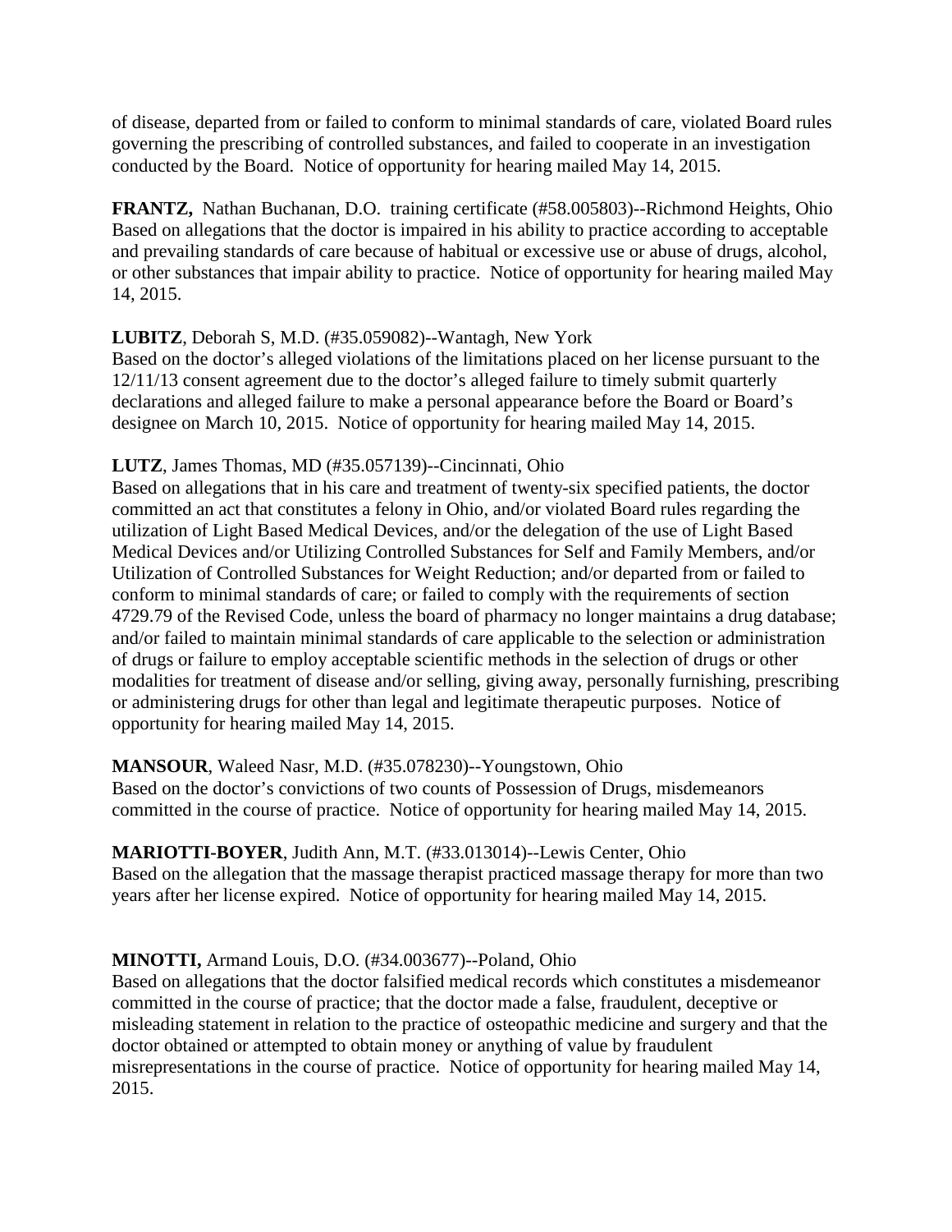of disease, departed from or failed to conform to minimal standards of care, violated Board rules governing the prescribing of controlled substances, and failed to cooperate in an investigation conducted by the Board. Notice of opportunity for hearing mailed May 14, 2015.

**FRANTZ,** Nathan Buchanan, D.O. training certificate (#58.005803)--Richmond Heights, Ohio
Based on allegations that the doctor is impaired in his ability to practice according to acceptable and prevailing standards of care because of habitual or excessive use or abuse of drugs, alcohol, or other substances that impair ability to practice. Notice of opportunity for hearing mailed May 14, 2015.

**LUBITZ**, Deborah S, M.D. (#35.059082)--Wantagh, New York
Based on the doctor's alleged violations of the limitations placed on her license pursuant to the 12/11/13 consent agreement due to the doctor's alleged failure to timely submit quarterly declarations and alleged failure to make a personal appearance before the Board or Board's designee on March 10, 2015. Notice of opportunity for hearing mailed May 14, 2015.

**LUTZ**, James Thomas, MD (#35.057139)--Cincinnati, Ohio
Based on allegations that in his care and treatment of twenty-six specified patients, the doctor committed an act that constitutes a felony in Ohio, and/or violated Board rules regarding the utilization of Light Based Medical Devices, and/or the delegation of the use of Light Based Medical Devices and/or Utilizing Controlled Substances for Self and Family Members, and/or Utilization of Controlled Substances for Weight Reduction; and/or departed from or failed to conform to minimal standards of care; or failed to comply with the requirements of section 4729.79 of the Revised Code, unless the board of pharmacy no longer maintains a drug database; and/or failed to maintain minimal standards of care applicable to the selection or administration of drugs or failure to employ acceptable scientific methods in the selection of drugs or other modalities for treatment of disease and/or selling, giving away, personally furnishing, prescribing or administering drugs for other than legal and legitimate therapeutic purposes. Notice of opportunity for hearing mailed May 14, 2015.

**MANSOUR**, Waleed Nasr, M.D. (#35.078230)--Youngstown, Ohio
Based on the doctor's convictions of two counts of Possession of Drugs, misdemeanors committed in the course of practice. Notice of opportunity for hearing mailed May 14, 2015.

**MARIOTTI-BOYER**, Judith Ann, M.T. (#33.013014)--Lewis Center, Ohio
Based on the allegation that the massage therapist practiced massage therapy for more than two years after her license expired. Notice of opportunity for hearing mailed May 14, 2015.

**MINOTTI,** Armand Louis, D.O. (#34.003677)--Poland, Ohio
Based on allegations that the doctor falsified medical records which constitutes a misdemeanor committed in the course of practice; that the doctor made a false, fraudulent, deceptive or misleading statement in relation to the practice of osteopathic medicine and surgery and that the doctor obtained or attempted to obtain money or anything of value by fraudulent misrepresentations in the course of practice. Notice of opportunity for hearing mailed May 14, 2015.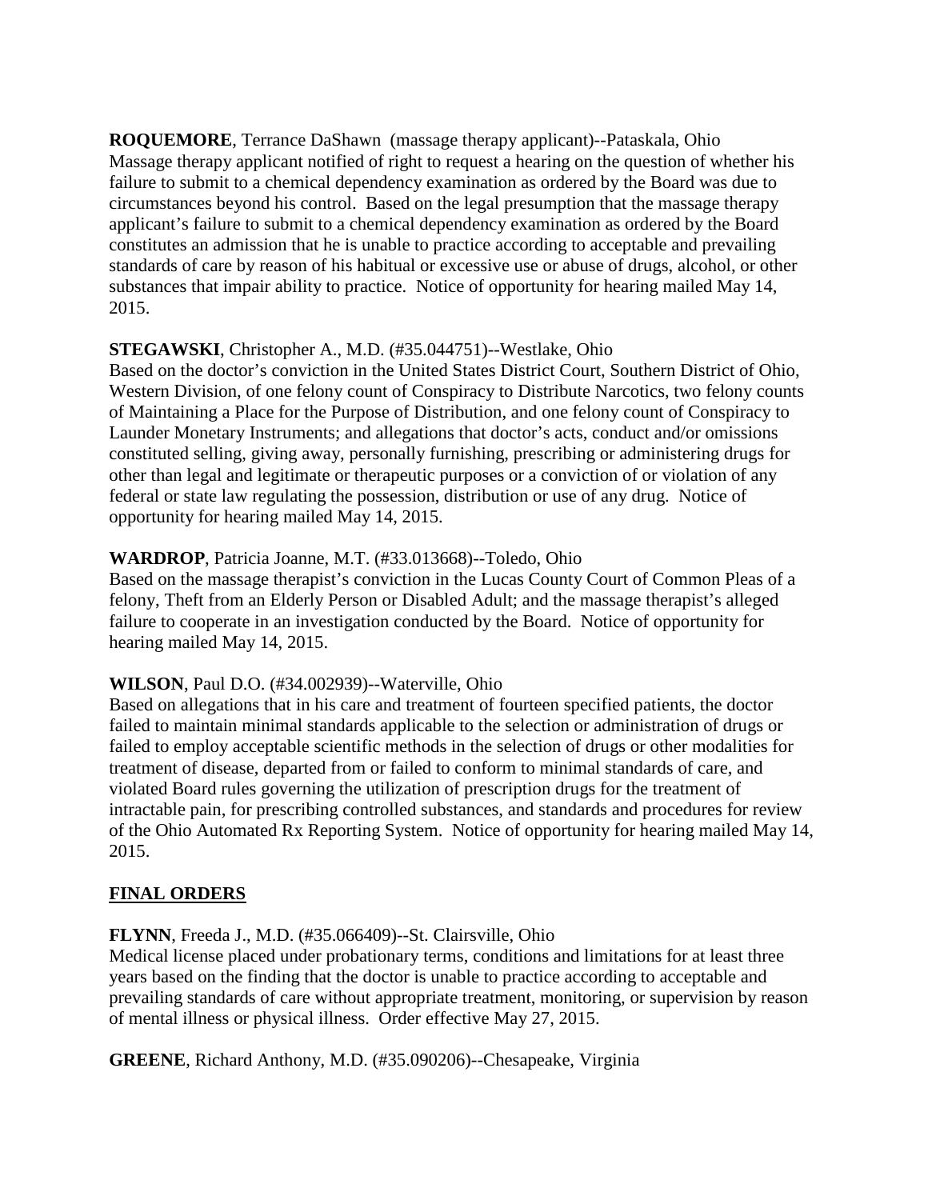**ROQUEMORE**, Terrance DaShawn (massage therapy applicant)--Pataskala, Ohio
Massage therapy applicant notified of right to request a hearing on the question of whether his failure to submit to a chemical dependency examination as ordered by the Board was due to circumstances beyond his control. Based on the legal presumption that the massage therapy applicant's failure to submit to a chemical dependency examination as ordered by the Board constitutes an admission that he is unable to practice according to acceptable and prevailing standards of care by reason of his habitual or excessive use or abuse of drugs, alcohol, or other substances that impair ability to practice. Notice of opportunity for hearing mailed May 14, 2015.

**STEGAWSKI**, Christopher A., M.D. (#35.044751)--Westlake, Ohio
Based on the doctor's conviction in the United States District Court, Southern District of Ohio, Western Division, of one felony count of Conspiracy to Distribute Narcotics, two felony counts of Maintaining a Place for the Purpose of Distribution, and one felony count of Conspiracy to Launder Monetary Instruments; and allegations that doctor's acts, conduct and/or omissions constituted selling, giving away, personally furnishing, prescribing or administering drugs for other than legal and legitimate or therapeutic purposes or a conviction of or violation of any federal or state law regulating the possession, distribution or use of any drug. Notice of opportunity for hearing mailed May 14, 2015.

**WARDROP**, Patricia Joanne, M.T. (#33.013668)--Toledo, Ohio
Based on the massage therapist's conviction in the Lucas County Court of Common Pleas of a felony, Theft from an Elderly Person or Disabled Adult; and the massage therapist's alleged failure to cooperate in an investigation conducted by the Board. Notice of opportunity for hearing mailed May 14, 2015.

**WILSON**, Paul D.O. (#34.002939)--Waterville, Ohio
Based on allegations that in his care and treatment of fourteen specified patients, the doctor failed to maintain minimal standards applicable to the selection or administration of drugs or failed to employ acceptable scientific methods in the selection of drugs or other modalities for treatment of disease, departed from or failed to conform to minimal standards of care, and violated Board rules governing the utilization of prescription drugs for the treatment of intractable pain, for prescribing controlled substances, and standards and procedures for review of the Ohio Automated Rx Reporting System. Notice of opportunity for hearing mailed May 14, 2015.

## FINAL ORDERS

**FLYNN**, Freeda J., M.D. (#35.066409)--St. Clairsville, Ohio
Medical license placed under probationary terms, conditions and limitations for at least three years based on the finding that the doctor is unable to practice according to acceptable and prevailing standards of care without appropriate treatment, monitoring, or supervision by reason of mental illness or physical illness. Order effective May 27, 2015.

**GREENE**, Richard Anthony, M.D. (#35.090206)--Chesapeake, Virginia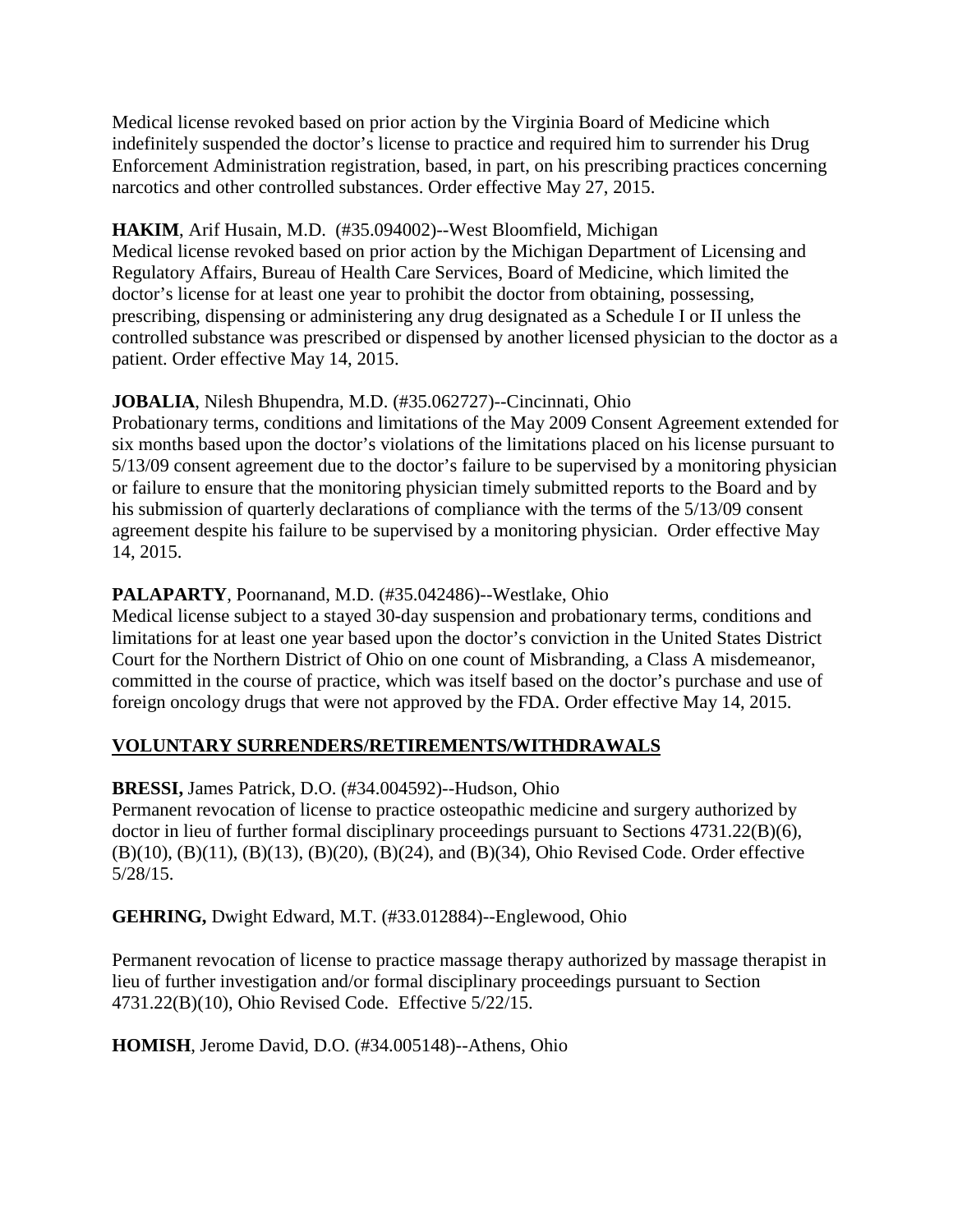Medical license revoked based on prior action by the Virginia Board of Medicine which indefinitely suspended the doctor's license to practice and required him to surrender his Drug Enforcement Administration registration, based, in part, on his prescribing practices concerning narcotics and other controlled substances. Order effective May 27, 2015.

**HAKIM**, Arif Husain, M.D. (#35.094002)--West Bloomfield, Michigan
Medical license revoked based on prior action by the Michigan Department of Licensing and Regulatory Affairs, Bureau of Health Care Services, Board of Medicine, which limited the doctor's license for at least one year to prohibit the doctor from obtaining, possessing, prescribing, dispensing or administering any drug designated as a Schedule I or II unless the controlled substance was prescribed or dispensed by another licensed physician to the doctor as a patient. Order effective May 14, 2015.

**JOBALIA**, Nilesh Bhupendra, M.D. (#35.062727)--Cincinnati, Ohio
Probationary terms, conditions and limitations of the May 2009 Consent Agreement extended for six months based upon the doctor's violations of the limitations placed on his license pursuant to 5/13/09 consent agreement due to the doctor's failure to be supervised by a monitoring physician or failure to ensure that the monitoring physician timely submitted reports to the Board and by his submission of quarterly declarations of compliance with the terms of the 5/13/09 consent agreement despite his failure to be supervised by a monitoring physician. Order effective May 14, 2015.

**PALAPARTY**, Poornanand, M.D. (#35.042486)--Westlake, Ohio
Medical license subject to a stayed 30-day suspension and probationary terms, conditions and limitations for at least one year based upon the doctor's conviction in the United States District Court for the Northern District of Ohio on one count of Misbranding, a Class A misdemeanor, committed in the course of practice, which was itself based on the doctor's purchase and use of foreign oncology drugs that were not approved by the FDA. Order effective May 14, 2015.

## VOLUNTARY SURRENDERS/RETIREMENTS/WITHDRAWALS

**BRESSI,** James Patrick, D.O. (#34.004592)--Hudson, Ohio
Permanent revocation of license to practice osteopathic medicine and surgery authorized by doctor in lieu of further formal disciplinary proceedings pursuant to Sections 4731.22(B)(6), (B)(10), (B)(11), (B)(13), (B)(20), (B)(24), and (B)(34), Ohio Revised Code. Order effective 5/28/15.

**GEHRING,** Dwight Edward, M.T. (#33.012884)--Englewood, Ohio

Permanent revocation of license to practice massage therapy authorized by massage therapist in lieu of further investigation and/or formal disciplinary proceedings pursuant to Section 4731.22(B)(10), Ohio Revised Code. Effective 5/22/15.

**HOMISH**, Jerome David, D.O. (#34.005148)--Athens, Ohio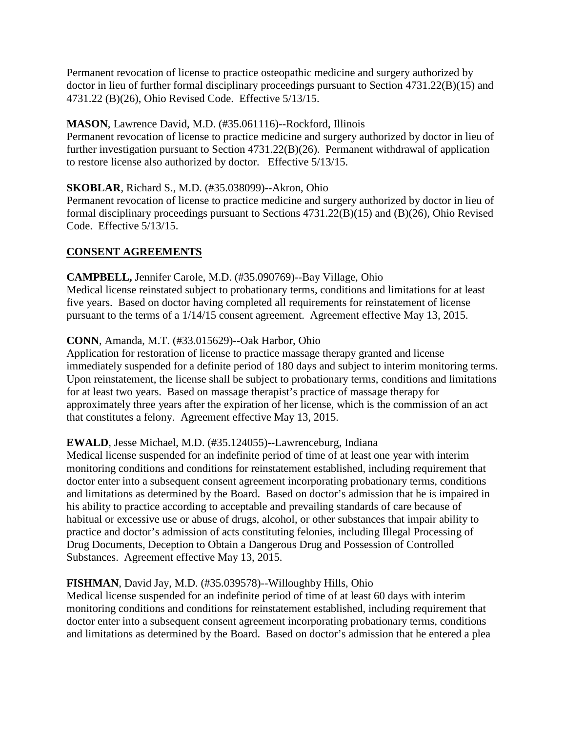Permanent revocation of license to practice osteopathic medicine and surgery authorized by doctor in lieu of further formal disciplinary proceedings pursuant to Section 4731.22(B)(15) and 4731.22 (B)(26), Ohio Revised Code. Effective 5/13/15.

**MASON**, Lawrence David, M.D. (#35.061116)--Rockford, Illinois
Permanent revocation of license to practice medicine and surgery authorized by doctor in lieu of further investigation pursuant to Section 4731.22(B)(26). Permanent withdrawal of application to restore license also authorized by doctor. Effective 5/13/15.

**SKOBLAR**, Richard S., M.D. (#35.038099)--Akron, Ohio
Permanent revocation of license to practice medicine and surgery authorized by doctor in lieu of formal disciplinary proceedings pursuant to Sections 4731.22(B)(15) and (B)(26), Ohio Revised Code. Effective 5/13/15.

## CONSENT AGREEMENTS

**CAMPBELL,** Jennifer Carole, M.D. (#35.090769)--Bay Village, Ohio
Medical license reinstated subject to probationary terms, conditions and limitations for at least five years. Based on doctor having completed all requirements for reinstatement of license pursuant to the terms of a 1/14/15 consent agreement. Agreement effective May 13, 2015.

**CONN**, Amanda, M.T. (#33.015629)--Oak Harbor, Ohio
Application for restoration of license to practice massage therapy granted and license immediately suspended for a definite period of 180 days and subject to interim monitoring terms. Upon reinstatement, the license shall be subject to probationary terms, conditions and limitations for at least two years. Based on massage therapist's practice of massage therapy for approximately three years after the expiration of her license, which is the commission of an act that constitutes a felony. Agreement effective May 13, 2015.

**EWALD**, Jesse Michael, M.D. (#35.124055)--Lawrenceburg, Indiana
Medical license suspended for an indefinite period of time of at least one year with interim monitoring conditions and conditions for reinstatement established, including requirement that doctor enter into a subsequent consent agreement incorporating probationary terms, conditions and limitations as determined by the Board. Based on doctor's admission that he is impaired in his ability to practice according to acceptable and prevailing standards of care because of habitual or excessive use or abuse of drugs, alcohol, or other substances that impair ability to practice and doctor's admission of acts constituting felonies, including Illegal Processing of Drug Documents, Deception to Obtain a Dangerous Drug and Possession of Controlled Substances. Agreement effective May 13, 2015.

**FISHMAN**, David Jay, M.D. (#35.039578)--Willoughby Hills, Ohio
Medical license suspended for an indefinite period of time of at least 60 days with interim monitoring conditions and conditions for reinstatement established, including requirement that doctor enter into a subsequent consent agreement incorporating probationary terms, conditions and limitations as determined by the Board. Based on doctor's admission that he entered a plea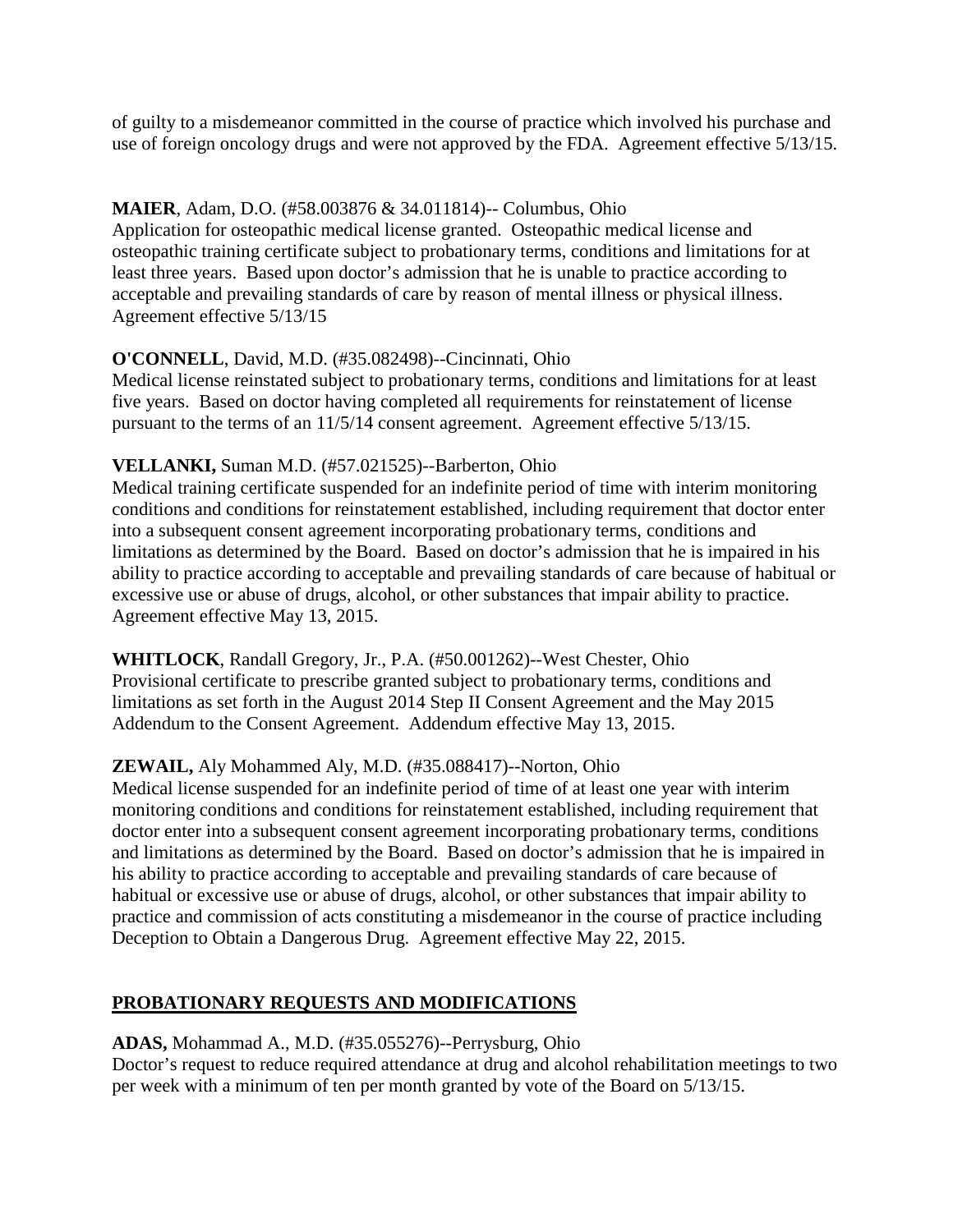of guilty to a misdemeanor committed in the course of practice which involved his purchase and use of foreign oncology drugs and were not approved by the FDA. Agreement effective 5/13/15.

**MAIER**, Adam, D.O. (#58.003876 & 34.011814)-- Columbus, Ohio
Application for osteopathic medical license granted. Osteopathic medical license and osteopathic training certificate subject to probationary terms, conditions and limitations for at least three years. Based upon doctor's admission that he is unable to practice according to acceptable and prevailing standards of care by reason of mental illness or physical illness. Agreement effective 5/13/15

**O'CONNELL**, David, M.D. (#35.082498)--Cincinnati, Ohio
Medical license reinstated subject to probationary terms, conditions and limitations for at least five years. Based on doctor having completed all requirements for reinstatement of license pursuant to the terms of an 11/5/14 consent agreement. Agreement effective 5/13/15.

**VELLANKI,** Suman M.D. (#57.021525)--Barberton, Ohio
Medical training certificate suspended for an indefinite period of time with interim monitoring conditions and conditions for reinstatement established, including requirement that doctor enter into a subsequent consent agreement incorporating probationary terms, conditions and limitations as determined by the Board. Based on doctor's admission that he is impaired in his ability to practice according to acceptable and prevailing standards of care because of habitual or excessive use or abuse of drugs, alcohol, or other substances that impair ability to practice. Agreement effective May 13, 2015.

**WHITLOCK**, Randall Gregory, Jr., P.A. (#50.001262)--West Chester, Ohio
Provisional certificate to prescribe granted subject to probationary terms, conditions and limitations as set forth in the August 2014 Step II Consent Agreement and the May 2015 Addendum to the Consent Agreement. Addendum effective May 13, 2015.

**ZEWAIL,** Aly Mohammed Aly, M.D. (#35.088417)--Norton, Ohio
Medical license suspended for an indefinite period of time of at least one year with interim monitoring conditions and conditions for reinstatement established, including requirement that doctor enter into a subsequent consent agreement incorporating probationary terms, conditions and limitations as determined by the Board. Based on doctor's admission that he is impaired in his ability to practice according to acceptable and prevailing standards of care because of habitual or excessive use or abuse of drugs, alcohol, or other substances that impair ability to practice and commission of acts constituting a misdemeanor in the course of practice including Deception to Obtain a Dangerous Drug. Agreement effective May 22, 2015.

## **PROBATIONARY REQUESTS AND MODIFICATIONS**

**ADAS,** Mohammad A., M.D. (#35.055276)--Perrysburg, Ohio
Doctor's request to reduce required attendance at drug and alcohol rehabilitation meetings to two per week with a minimum of ten per month granted by vote of the Board on 5/13/15.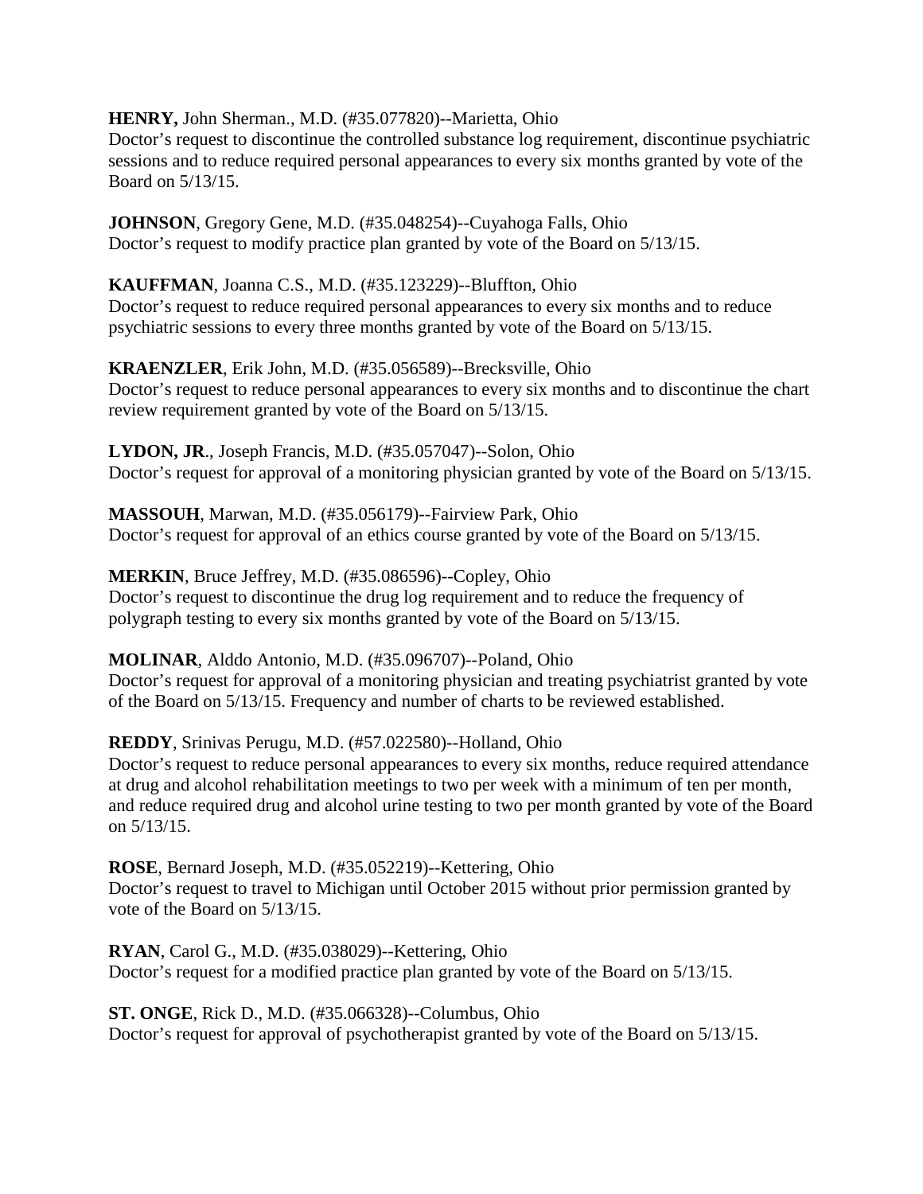**HENRY,** John Sherman., M.D. (#35.077820)--Marietta, Ohio
Doctor's request to discontinue the controlled substance log requirement, discontinue psychiatric sessions and to reduce required personal appearances to every six months granted by vote of the Board on 5/13/15.

**JOHNSON**, Gregory Gene, M.D. (#35.048254)--Cuyahoga Falls, Ohio
Doctor's request to modify practice plan granted by vote of the Board on 5/13/15.

**KAUFFMAN**, Joanna C.S., M.D. (#35.123229)--Bluffton, Ohio
Doctor's request to reduce required personal appearances to every six months and to reduce psychiatric sessions to every three months granted by vote of the Board on 5/13/15.

**KRAENZLER**, Erik John, M.D. (#35.056589)--Brecksville, Ohio
Doctor's request to reduce personal appearances to every six months and to discontinue the chart review requirement granted by vote of the Board on 5/13/15.

**LYDON, JR**., Joseph Francis, M.D. (#35.057047)--Solon, Ohio
Doctor's request for approval of a monitoring physician granted by vote of the Board on 5/13/15.

**MASSOUH**, Marwan, M.D. (#35.056179)--Fairview Park, Ohio
Doctor's request for approval of an ethics course granted by vote of the Board on 5/13/15.

**MERKIN**, Bruce Jeffrey, M.D. (#35.086596)--Copley, Ohio
Doctor's request to discontinue the drug log requirement and to reduce the frequency of polygraph testing to every six months granted by vote of the Board on 5/13/15.

**MOLINAR**, Alddo Antonio, M.D. (#35.096707)--Poland, Ohio
Doctor's request for approval of a monitoring physician and treating psychiatrist granted by vote of the Board on 5/13/15. Frequency and number of charts to be reviewed established.

**REDDY**, Srinivas Perugu, M.D. (#57.022580)--Holland, Ohio
Doctor's request to reduce personal appearances to every six months, reduce required attendance at drug and alcohol rehabilitation meetings to two per week with a minimum of ten per month, and reduce required drug and alcohol urine testing to two per month granted by vote of the Board on 5/13/15.

**ROSE**, Bernard Joseph, M.D. (#35.052219)--Kettering, Ohio
Doctor's request to travel to Michigan until October 2015 without prior permission granted by vote of the Board on 5/13/15.

**RYAN**, Carol G., M.D. (#35.038029)--Kettering, Ohio
Doctor's request for a modified practice plan granted by vote of the Board on 5/13/15.

**ST. ONGE**, Rick D., M.D. (#35.066328)--Columbus, Ohio
Doctor's request for approval of psychotherapist granted by vote of the Board on 5/13/15.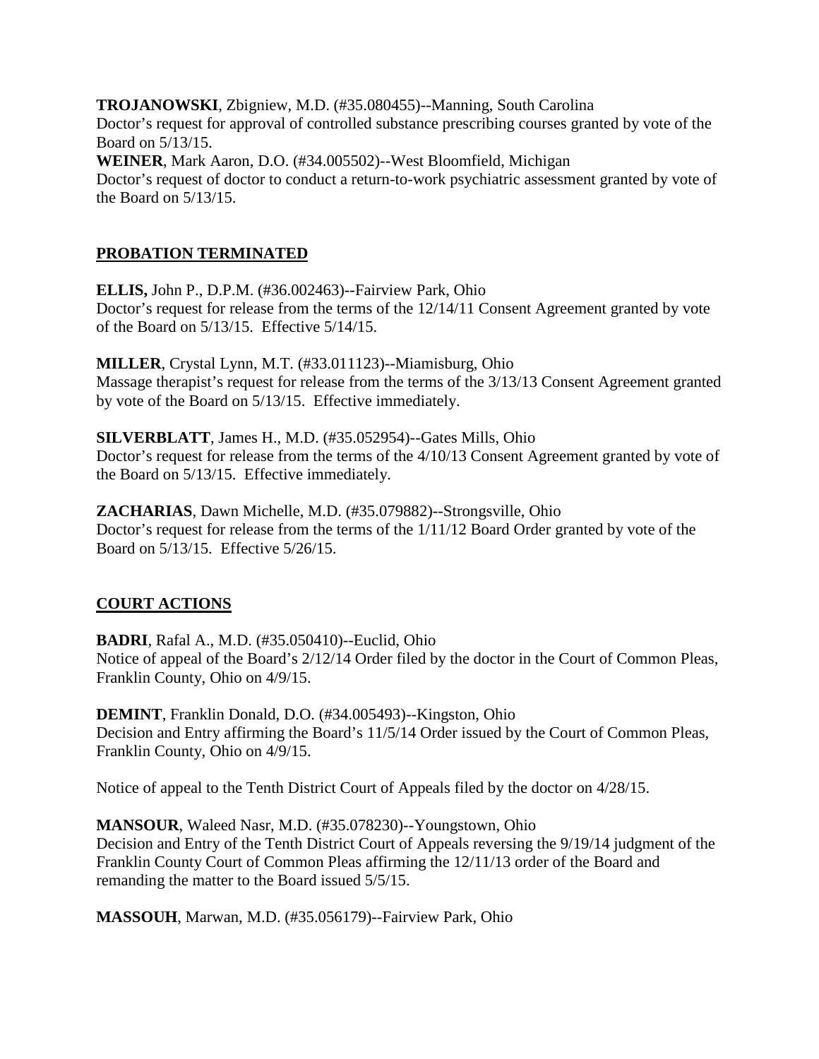**TROJANOWSKI**, Zbigniew, M.D. (#35.080455)--Manning, South Carolina
Doctor's request for approval of controlled substance prescribing courses granted by vote of the Board on 5/13/15.

**WEINER**, Mark Aaron, D.O. (#34.005502)--West Bloomfield, Michigan
Doctor's request of doctor to conduct a return-to-work psychiatric assessment granted by vote of the Board on 5/13/15.

## PROBATION TERMINATED

**ELLIS,** John P., D.P.M. (#36.002463)--Fairview Park, Ohio
Doctor's request for release from the terms of the 12/14/11 Consent Agreement granted by vote of the Board on 5/13/15. Effective 5/14/15.

**MILLER**, Crystal Lynn, M.T. (#33.011123)--Miamisburg, Ohio
Massage therapist's request for release from the terms of the 3/13/13 Consent Agreement granted by vote of the Board on 5/13/15. Effective immediately.

**SILVERBLATT**, James H., M.D. (#35.052954)--Gates Mills, Ohio
Doctor's request for release from the terms of the 4/10/13 Consent Agreement granted by vote of the Board on 5/13/15. Effective immediately.

**ZACHARIAS**, Dawn Michelle, M.D. (#35.079882)--Strongsville, Ohio
Doctor's request for release from the terms of the 1/11/12 Board Order granted by vote of the Board on 5/13/15. Effective 5/26/15.

## COURT ACTIONS

**BADRI**, Rafal A., M.D. (#35.050410)--Euclid, Ohio
Notice of appeal of the Board's 2/12/14 Order filed by the doctor in the Court of Common Pleas, Franklin County, Ohio on 4/9/15.

**DEMINT**, Franklin Donald, D.O. (#34.005493)--Kingston, Ohio
Decision and Entry affirming the Board's 11/5/14 Order issued by the Court of Common Pleas, Franklin County, Ohio on 4/9/15.

Notice of appeal to the Tenth District Court of Appeals filed by the doctor on 4/28/15.

**MANSOUR**, Waleed Nasr, M.D. (#35.078230)--Youngstown, Ohio
Decision and Entry of the Tenth District Court of Appeals reversing the 9/19/14 judgment of the Franklin County Court of Common Pleas affirming the 12/11/13 order of the Board and remanding the matter to the Board issued 5/5/15.

**MASSOUH**, Marwan, M.D. (#35.056179)--Fairview Park, Ohio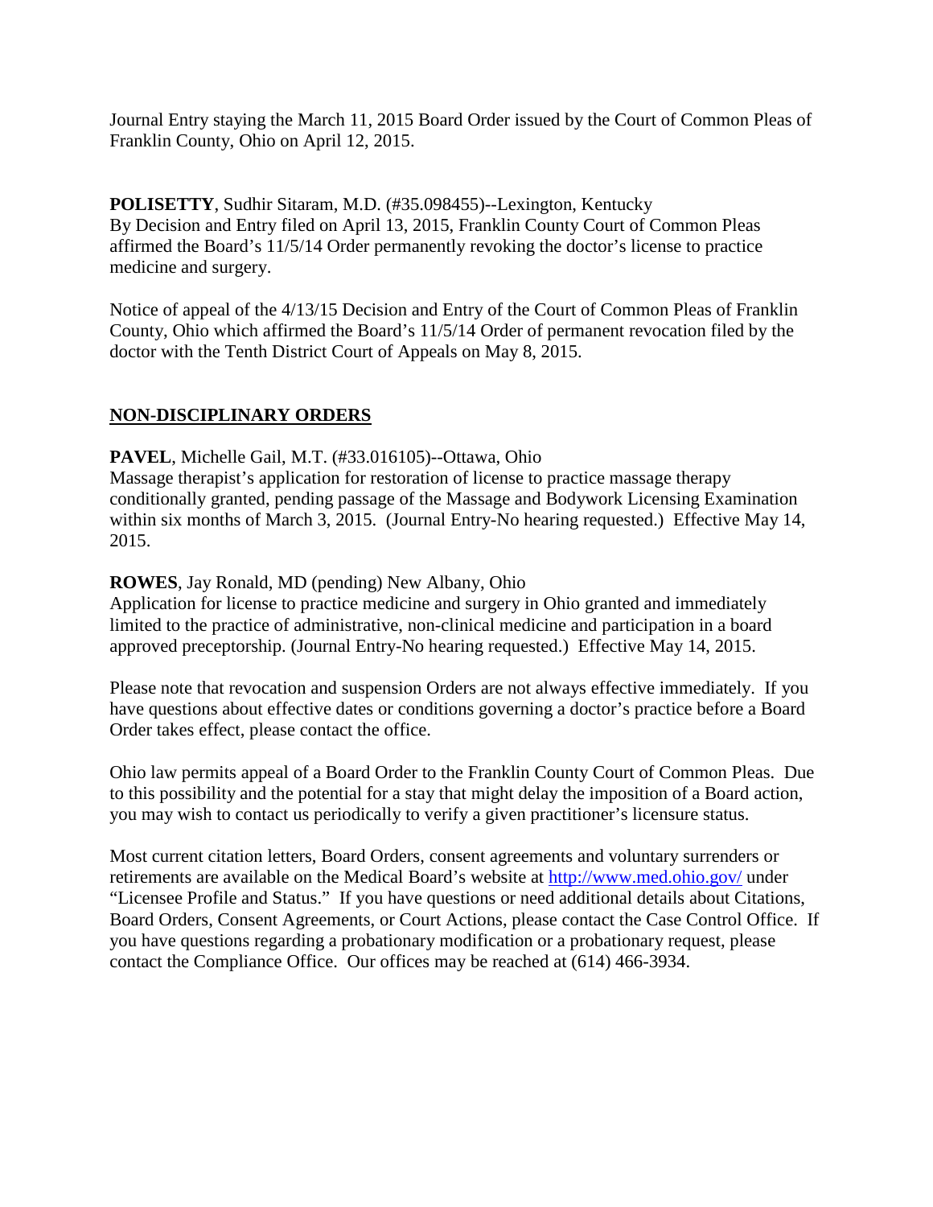Journal Entry staying the March 11, 2015 Board Order issued by the Court of Common Pleas of Franklin County, Ohio on April 12, 2015.

**POLISETTY**, Sudhir Sitaram, M.D. (#35.098455)--Lexington, Kentucky
By Decision and Entry filed on April 13, 2015, Franklin County Court of Common Pleas affirmed the Board's 11/5/14 Order permanently revoking the doctor's license to practice medicine and surgery.

Notice of appeal of the 4/13/15 Decision and Entry of the Court of Common Pleas of Franklin County, Ohio which affirmed the Board's 11/5/14 Order of permanent revocation filed by the doctor with the Tenth District Court of Appeals on May 8, 2015.

## NON-DISCIPLINARY ORDERS

**PAVEL**, Michelle Gail, M.T. (#33.016105)--Ottawa, Ohio
Massage therapist's application for restoration of license to practice massage therapy conditionally granted, pending passage of the Massage and Bodywork Licensing Examination within six months of March 3, 2015. (Journal Entry-No hearing requested.) Effective May 14, 2015.

**ROWES**, Jay Ronald, MD (pending) New Albany, Ohio
Application for license to practice medicine and surgery in Ohio granted and immediately limited to the practice of administrative, non-clinical medicine and participation in a board approved preceptorship. (Journal Entry-No hearing requested.) Effective May 14, 2015.

Please note that revocation and suspension Orders are not always effective immediately. If you have questions about effective dates or conditions governing a doctor's practice before a Board Order takes effect, please contact the office.

Ohio law permits appeal of a Board Order to the Franklin County Court of Common Pleas. Due to this possibility and the potential for a stay that might delay the imposition of a Board action, you may wish to contact us periodically to verify a given practitioner's licensure status.

Most current citation letters, Board Orders, consent agreements and voluntary surrenders or retirements are available on the Medical Board's website at http://www.med.ohio.gov/ under "Licensee Profile and Status." If you have questions or need additional details about Citations, Board Orders, Consent Agreements, or Court Actions, please contact the Case Control Office. If you have questions regarding a probationary modification or a probationary request, please contact the Compliance Office. Our offices may be reached at (614) 466-3934.